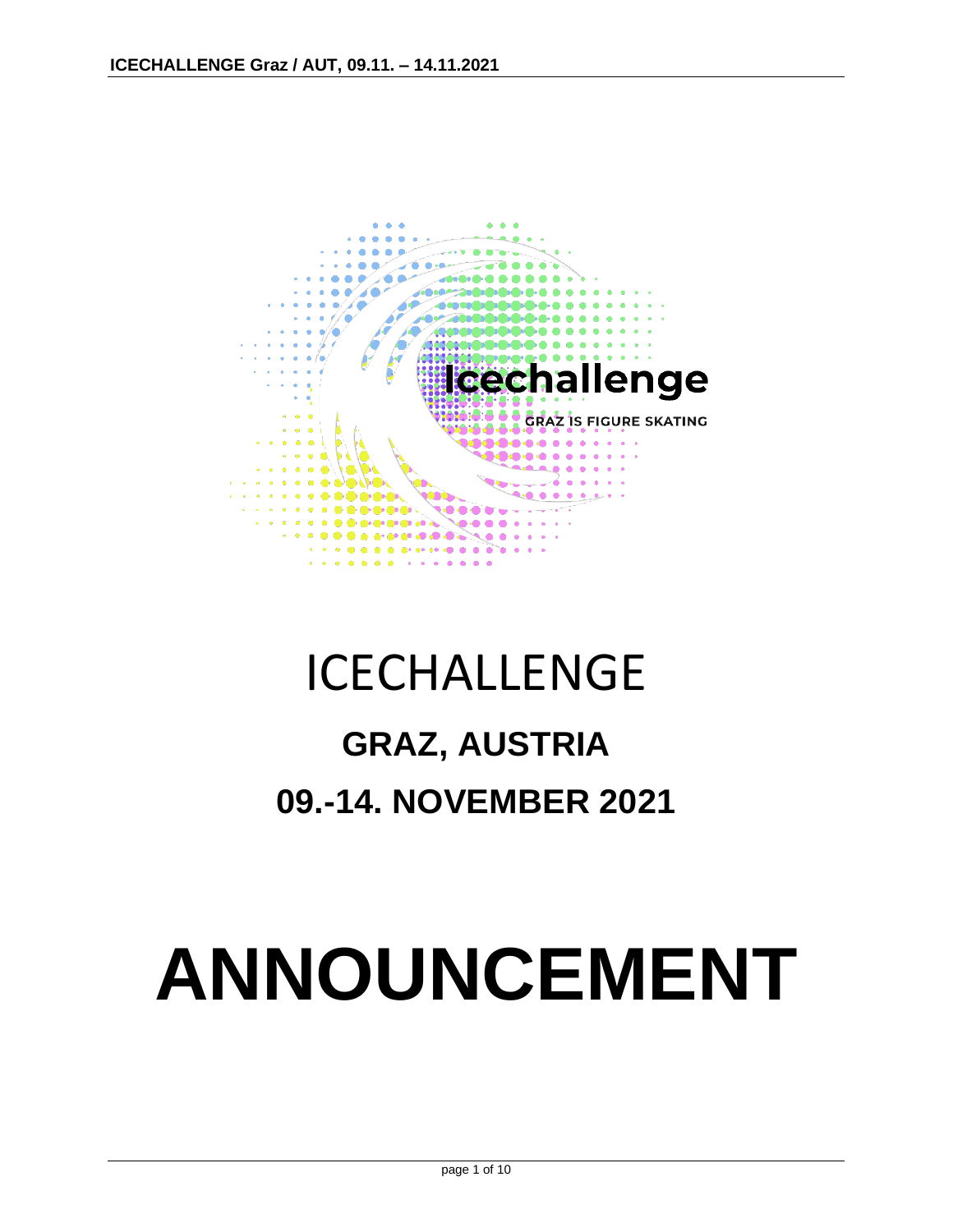# ICECHALLENGE

## GRAZ, AUSTRIA

## 09.-14. NOVEMBER 2021

# ANNOUNCEMENT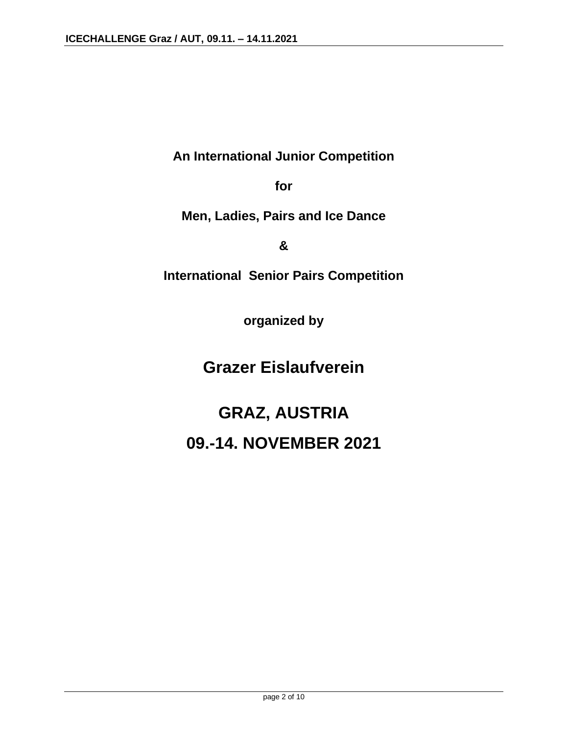**An International Junior Competition**

**for**

**Men, Ladies, Pairs and Ice Dance**

**&**

**International Senior Pairs Competition**

**organized by**

## Grazer Eislaufverein

## GRAZ, AUSTRIA

## 09.-14. NOVEMBER 2021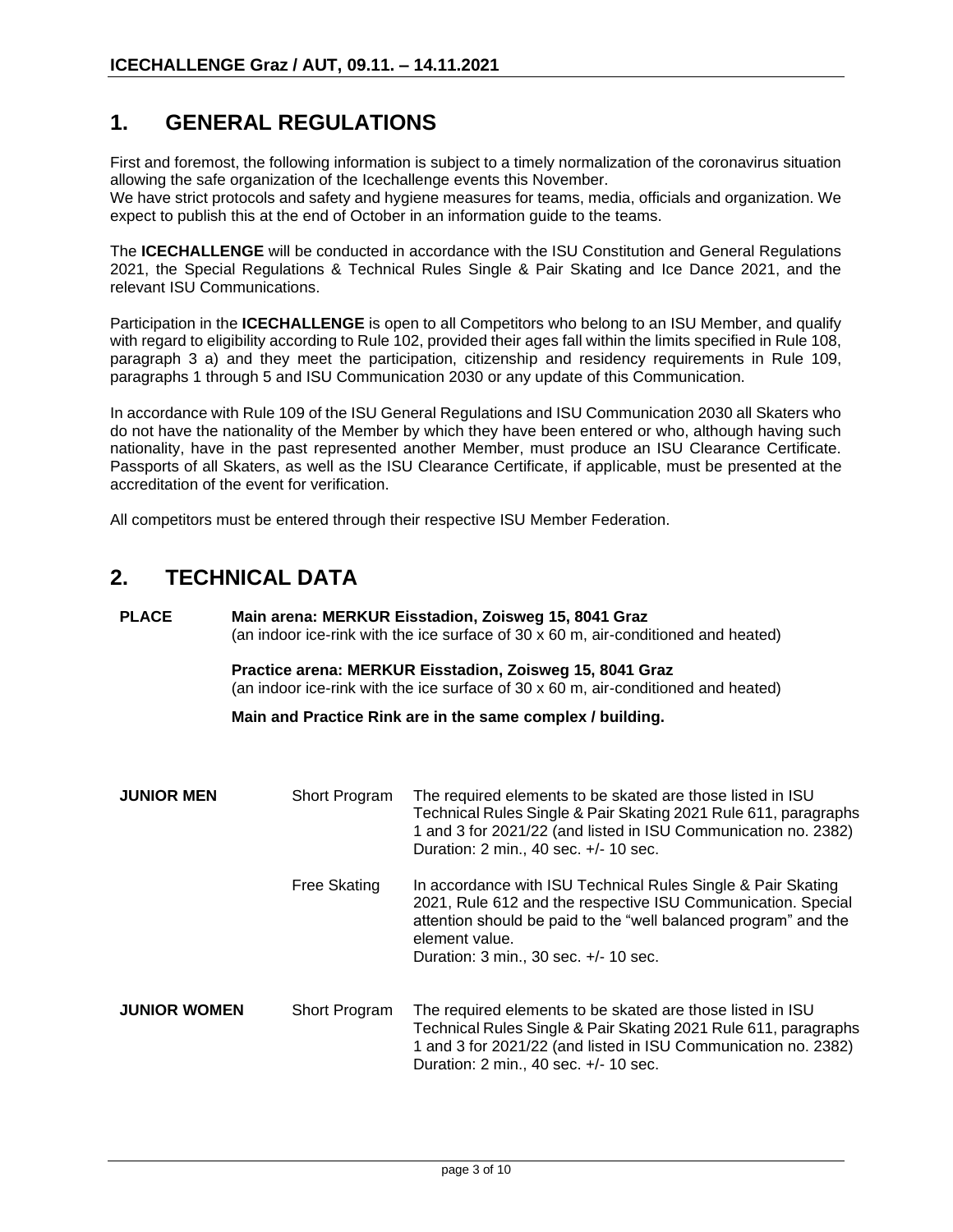## 1. GENERAL REGULATIONS

First and foremost, the following information is subject to a timely normalization of the coronavirus situation allowing the safe organization of the Icechallenge events this November.
We have strict protocols and safety and hygiene measures for teams, media, officials and organization. We expect to publish this at the end of October in an information guide to the teams.

The **ICECHALLENGE** will be conducted in accordance with the ISU Constitution and General Regulations 2021, the Special Regulations & Technical Rules Single & Pair Skating and Ice Dance 2021, and the relevant ISU Communications.

Participation in the **ICECHALLENGE** is open to all Competitors who belong to an ISU Member, and qualify with regard to eligibility according to Rule 102, provided their ages fall within the limits specified in Rule 108, paragraph 3 a) and they meet the participation, citizenship and residency requirements in Rule 109, paragraphs 1 through 5 and ISU Communication 2030 or any update of this Communication.

In accordance with Rule 109 of the ISU General Regulations and ISU Communication 2030 all Skaters who do not have the nationality of the Member by which they have been entered or who, although having such nationality, have in the past represented another Member, must produce an ISU Clearance Certificate. Passports of all Skaters, as well as the ISU Clearance Certificate, if applicable, must be presented at the accreditation of the event for verification.

All competitors must be entered through their respective ISU Member Federation.

## 2. TECHNICAL DATA

**PLACE** **Main arena: MERKUR Eisstadion, Zoisweg 15, 8041 Graz**
(an indoor ice-rink with the ice surface of 30 x 60 m, air-conditioned and heated)

**Practice arena: MERKUR Eisstadion, Zoisweg 15, 8041 Graz**
(an indoor ice-rink with the ice surface of 30 x 60 m, air-conditioned and heated)

**Main and Practice Rink are in the same complex / building.**

| | | |
|---|---|---|
| **JUNIOR MEN** | Short Program | The required elements to be skated are those listed in ISU Technical Rules Single & Pair Skating 2021 Rule 611, paragraphs 1 and 3 for 2021/22 (and listed in ISU Communication no. 2382) Duration: 2 min., 40 sec. +/- 10 sec. |
| | Free Skating | In accordance with ISU Technical Rules Single & Pair Skating 2021, Rule 612 and the respective ISU Communication. Special attention should be paid to the "well balanced program" and the element value. Duration: 3 min., 30 sec. +/- 10 sec. |
| **JUNIOR WOMEN** | Short Program | The required elements to be skated are those listed in ISU Technical Rules Single & Pair Skating 2021 Rule 611, paragraphs 1 and 3 for 2021/22 (and listed in ISU Communication no. 2382) Duration: 2 min., 40 sec. +/- 10 sec. |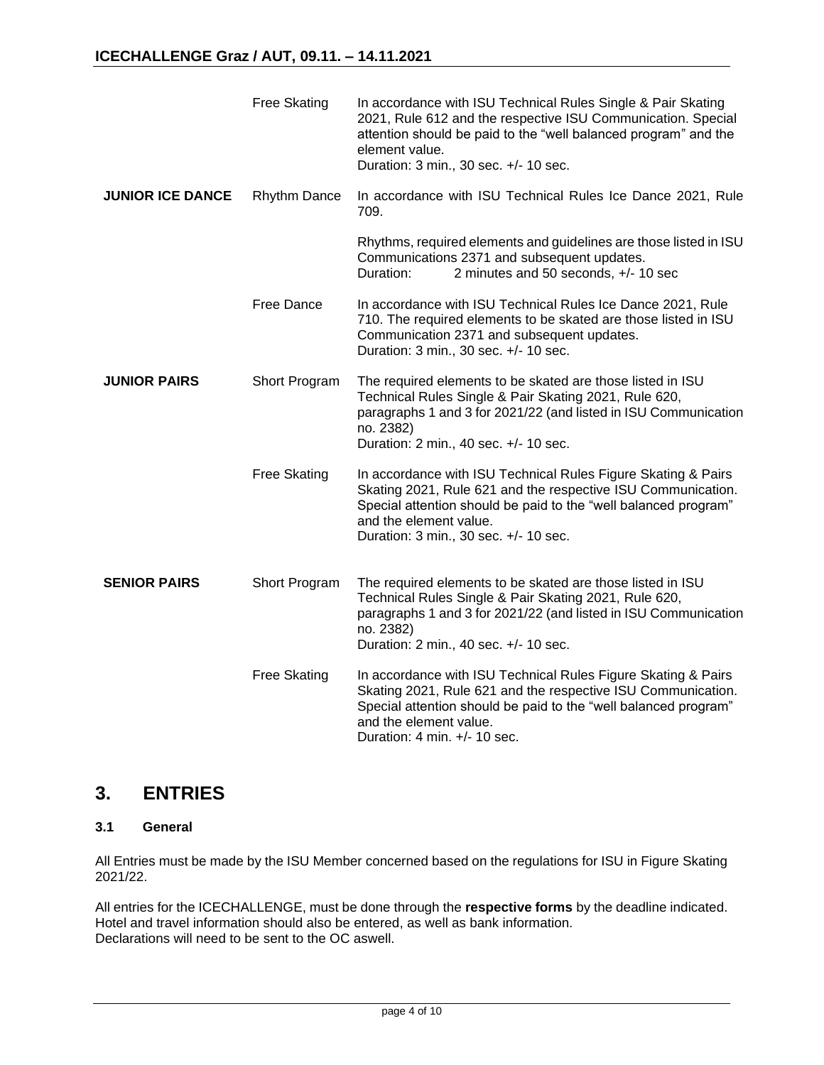| | | |
|---|---|---|
| | Free Skating | In accordance with ISU Technical Rules Single & Pair Skating 2021, Rule 612 and the respective ISU Communication. Special attention should be paid to the "well balanced program" and the element value.<br>Duration: 3 min., 30 sec. +/- 10 sec. |
| **JUNIOR ICE DANCE** | Rhythm Dance | In accordance with ISU Technical Rules Ice Dance 2021, Rule 709.<br><br>Rhythms, required elements and guidelines are those listed in ISU Communications 2371 and subsequent updates.<br>Duration: 2 minutes and 50 seconds, +/- 10 sec |
| | Free Dance | In accordance with ISU Technical Rules Ice Dance 2021, Rule 710. The required elements to be skated are those listed in ISU Communication 2371 and subsequent updates.<br>Duration: 3 min., 30 sec. +/- 10 sec. |
| **JUNIOR PAIRS** | Short Program | The required elements to be skated are those listed in ISU Technical Rules Single & Pair Skating 2021, Rule 620, paragraphs 1 and 3 for 2021/22 (and listed in ISU Communication no. 2382)<br>Duration: 2 min., 40 sec. +/- 10 sec. |
| | Free Skating | In accordance with ISU Technical Rules Figure Skating & Pairs Skating 2021, Rule 621 and the respective ISU Communication. Special attention should be paid to the "well balanced program" and the element value.<br>Duration: 3 min., 30 sec. +/- 10 sec. |
| **SENIOR PAIRS** | Short Program | The required elements to be skated are those listed in ISU Technical Rules Single & Pair Skating 2021, Rule 620, paragraphs 1 and 3 for 2021/22 (and listed in ISU Communication no. 2382)<br>Duration: 2 min., 40 sec. +/- 10 sec. |
| | Free Skating | In accordance with ISU Technical Rules Figure Skating & Pairs Skating 2021, Rule 621 and the respective ISU Communication. Special attention should be paid to the "well balanced program" and the element value.<br>Duration: 4 min. +/- 10 sec. |

# 3. ENTRIES

### 3.1 General

All Entries must be made by the ISU Member concerned based on the regulations for ISU in Figure Skating 2021/22.

All entries for the ICECHALLENGE, must be done through the **respective forms** by the deadline indicated. Hotel and travel information should also be entered, as well as bank information.
Declarations will need to be sent to the OC aswell.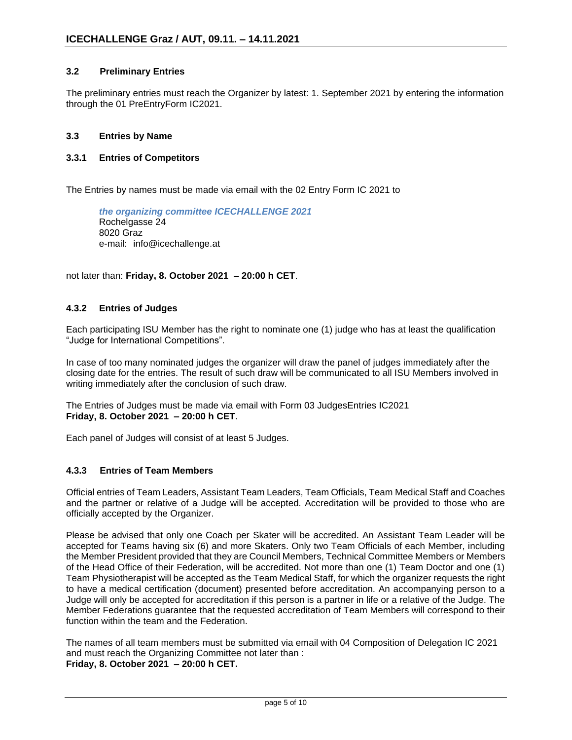### 3.2 Preliminary Entries

The preliminary entries must reach the Organizer by latest: 1. September 2021 by entering the information through the 01 PreEntryForm IC2021.

### 3.3 Entries by Name

#### 3.3.1 Entries of Competitors

The Entries by names must be made via email with the 02 Entry Form IC 2021 to

> ***the organizing committee ICECHALLENGE 2021***
> Rochelgasse 24
> 8020 Graz
> e-mail: info@icechallenge.at

not later than: **Friday, 8. October 2021 – 20:00 h CET**.

#### 4.3.2 Entries of Judges

Each participating ISU Member has the right to nominate one (1) judge who has at least the qualification "Judge for International Competitions".

In case of too many nominated judges the organizer will draw the panel of judges immediately after the closing date for the entries. The result of such draw will be communicated to all ISU Members involved in writing immediately after the conclusion of such draw.

The Entries of Judges must be made via email with Form 03 JudgesEntries IC2021
**Friday, 8. October 2021 – 20:00 h CET**.

Each panel of Judges will consist of at least 5 Judges.

#### 4.3.3 Entries of Team Members

Official entries of Team Leaders, Assistant Team Leaders, Team Officials, Team Medical Staff and Coaches and the partner or relative of a Judge will be accepted. Accreditation will be provided to those who are officially accepted by the Organizer.

Please be advised that only one Coach per Skater will be accredited. An Assistant Team Leader will be accepted for Teams having six (6) and more Skaters. Only two Team Officials of each Member, including the Member President provided that they are Council Members, Technical Committee Members or Members of the Head Office of their Federation, will be accredited. Not more than one (1) Team Doctor and one (1) Team Physiotherapist will be accepted as the Team Medical Staff, for which the organizer requests the right to have a medical certification (document) presented before accreditation. An accompanying person to a Judge will only be accepted for accreditation if this person is a partner in life or a relative of the Judge. The Member Federations guarantee that the requested accreditation of Team Members will correspond to their function within the team and the Federation.

The names of all team members must be submitted via email with 04 Composition of Delegation IC 2021 and must reach the Organizing Committee not later than :
**Friday, 8. October 2021 – 20:00 h CET.**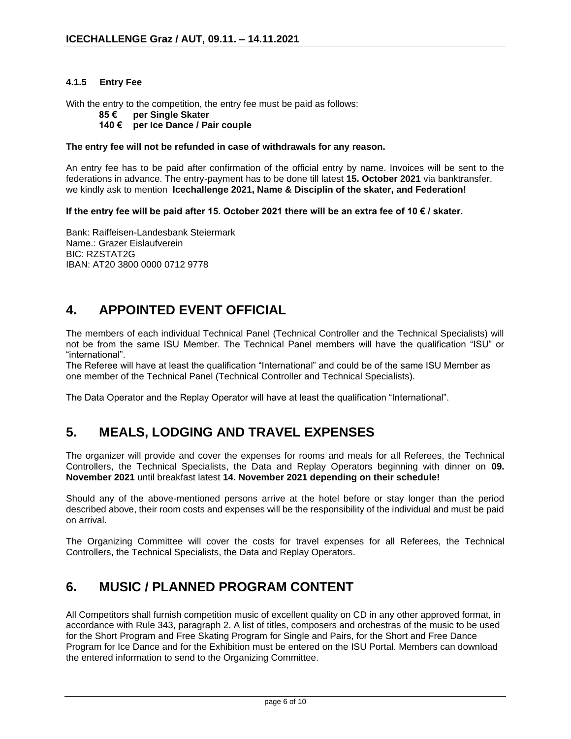### 4.1.5 Entry Fee

With the entry to the competition, the entry fee must be paid as follows:

**85 € per Single Skater**
**140 € per Ice Dance / Pair couple**

**The entry fee will not be refunded in case of withdrawals for any reason.**

An entry fee has to be paid after confirmation of the official entry by name. Invoices will be sent to the federations in advance. The entry-payment has to be done till latest **15. October 2021** via banktransfer. we kindly ask to mention **Icechallenge 2021, Name & Disciplin of the skater, and Federation!**

**If the entry fee will be paid after 15. October 2021 there will be an extra fee of 10 € / skater.**

Bank: Raiffeisen-Landesbank Steiermark
Name.: Grazer Eislaufverein
BIC: RZSTAT2G
IBAN: AT20 3800 0000 0712 9778

## 4. APPOINTED EVENT OFFICIAL

The members of each individual Technical Panel (Technical Controller and the Technical Specialists) will not be from the same ISU Member. The Technical Panel members will have the qualification "ISU" or "international".
The Referee will have at least the qualification "International" and could be of the same ISU Member as one member of the Technical Panel (Technical Controller and Technical Specialists).

The Data Operator and the Replay Operator will have at least the qualification "International".

## 5. MEALS, LODGING AND TRAVEL EXPENSES

The organizer will provide and cover the expenses for rooms and meals for all Referees, the Technical Controllers, the Technical Specialists, the Data and Replay Operators beginning with dinner on **09. November 2021** until breakfast latest **14. November 2021 depending on their schedule!**

Should any of the above-mentioned persons arrive at the hotel before or stay longer than the period described above, their room costs and expenses will be the responsibility of the individual and must be paid on arrival.

The Organizing Committee will cover the costs for travel expenses for all Referees, the Technical Controllers, the Technical Specialists, the Data and Replay Operators.

## 6. MUSIC / PLANNED PROGRAM CONTENT

All Competitors shall furnish competition music of excellent quality on CD in any other approved format, in accordance with Rule 343, paragraph 2. A list of titles, composers and orchestras of the music to be used for the Short Program and Free Skating Program for Single and Pairs, for the Short and Free Dance Program for Ice Dance and for the Exhibition must be entered on the ISU Portal. Members can download the entered information to send to the Organizing Committee.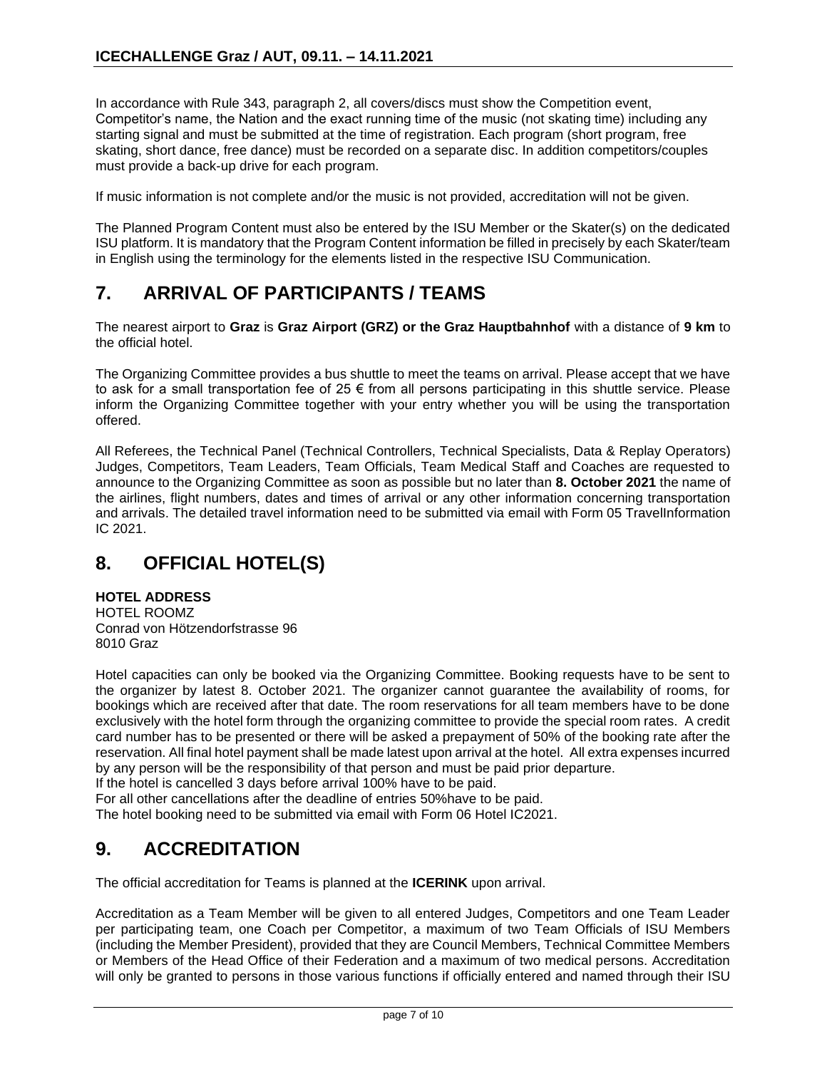In accordance with Rule 343, paragraph 2, all covers/discs must show the Competition event, Competitor's name, the Nation and the exact running time of the music (not skating time) including any starting signal and must be submitted at the time of registration. Each program (short program, free skating, short dance, free dance) must be recorded on a separate disc. In addition competitors/couples must provide a back-up drive for each program.

If music information is not complete and/or the music is not provided, accreditation will not be given.

The Planned Program Content must also be entered by the ISU Member or the Skater(s) on the dedicated ISU platform. It is mandatory that the Program Content information be filled in precisely by each Skater/team in English using the terminology for the elements listed in the respective ISU Communication.

## 7. ARRIVAL OF PARTICIPANTS / TEAMS

The nearest airport to **Graz** is **Graz Airport (GRZ) or the Graz Hauptbahnhof** with a distance of **9 km** to the official hotel.

The Organizing Committee provides a bus shuttle to meet the teams on arrival. Please accept that we have to ask for a small transportation fee of 25 € from all persons participating in this shuttle service. Please inform the Organizing Committee together with your entry whether you will be using the transportation offered.

All Referees, the Technical Panel (Technical Controllers, Technical Specialists, Data & Replay Operators) Judges, Competitors, Team Leaders, Team Officials, Team Medical Staff and Coaches are requested to announce to the Organizing Committee as soon as possible but no later than **8. October 2021** the name of the airlines, flight numbers, dates and times of arrival or any other information concerning transportation and arrivals. The detailed travel information need to be submitted via email with Form 05 TravelInformation IC 2021.

## 8. OFFICIAL HOTEL(S)

**HOTEL ADDRESS**
HOTEL ROOMZ
Conrad von Hötzendorfstrasse 96
8010 Graz

Hotel capacities can only be booked via the Organizing Committee. Booking requests have to be sent to the organizer by latest 8. October 2021. The organizer cannot guarantee the availability of rooms, for bookings which are received after that date. The room reservations for all team members have to be done exclusively with the hotel form through the organizing committee to provide the special room rates. A credit card number has to be presented or there will be asked a prepayment of 50% of the booking rate after the reservation. All final hotel payment shall be made latest upon arrival at the hotel. All extra expenses incurred by any person will be the responsibility of that person and must be paid prior departure.
If the hotel is cancelled 3 days before arrival 100% have to be paid.
For all other cancellations after the deadline of entries 50%have to be paid.
The hotel booking need to be submitted via email with Form 06 Hotel IC2021.

## 9. ACCREDITATION

The official accreditation for Teams is planned at the **ICERINK** upon arrival.

Accreditation as a Team Member will be given to all entered Judges, Competitors and one Team Leader per participating team, one Coach per Competitor, a maximum of two Team Officials of ISU Members (including the Member President), provided that they are Council Members, Technical Committee Members or Members of the Head Office of their Federation and a maximum of two medical persons. Accreditation will only be granted to persons in those various functions if officially entered and named through their ISU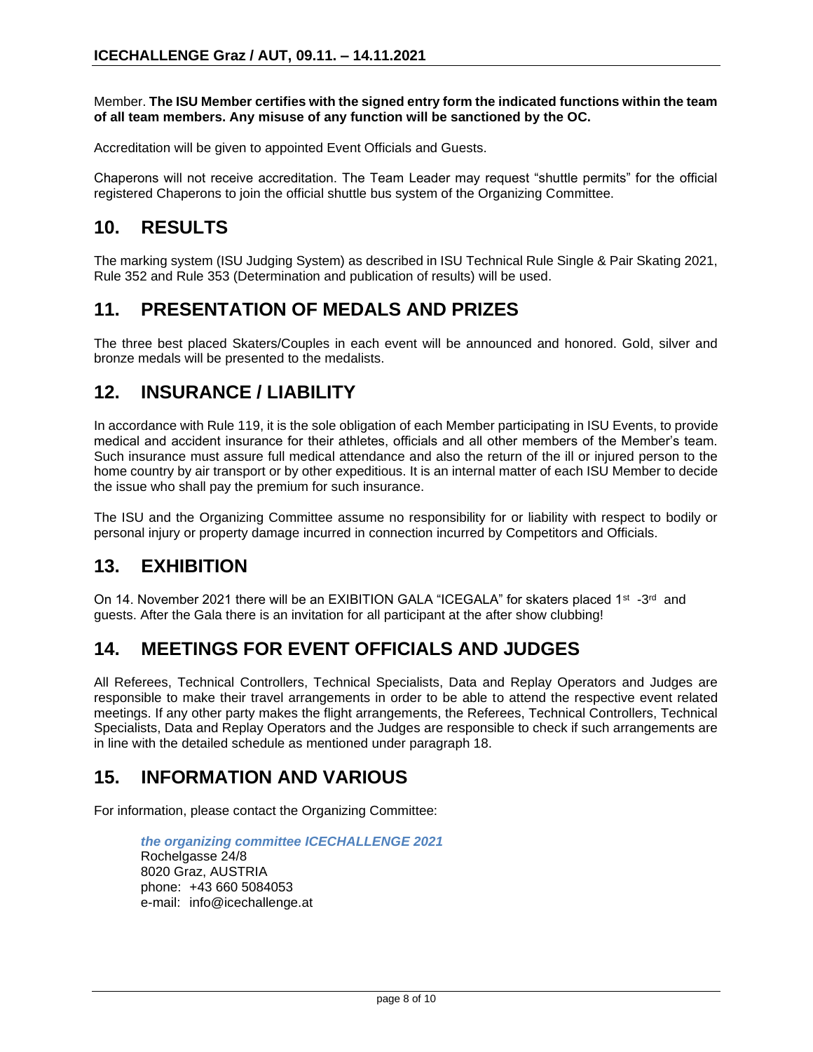Member. **The ISU Member certifies with the signed entry form the indicated functions within the team of all team members. Any misuse of any function will be sanctioned by the OC.**

Accreditation will be given to appointed Event Officials and Guests.

Chaperons will not receive accreditation. The Team Leader may request "shuttle permits" for the official registered Chaperons to join the official shuttle bus system of the Organizing Committee.

## 10. RESULTS

The marking system (ISU Judging System) as described in ISU Technical Rule Single & Pair Skating 2021, Rule 352 and Rule 353 (Determination and publication of results) will be used.

## 11. PRESENTATION OF MEDALS AND PRIZES

The three best placed Skaters/Couples in each event will be announced and honored. Gold, silver and bronze medals will be presented to the medalists.

## 12. INSURANCE / LIABILITY

In accordance with Rule 119, it is the sole obligation of each Member participating in ISU Events, to provide medical and accident insurance for their athletes, officials and all other members of the Member's team. Such insurance must assure full medical attendance and also the return of the ill or injured person to the home country by air transport or by other expeditious. It is an internal matter of each ISU Member to decide the issue who shall pay the premium for such insurance.

The ISU and the Organizing Committee assume no responsibility for or liability with respect to bodily or personal injury or property damage incurred in connection incurred by Competitors and Officials.

## 13. EXHIBITION

On 14. November 2021 there will be an EXIBITION GALA "ICEGALA" for skaters placed 1st -3rd and guests. After the Gala there is an invitation for all participant at the after show clubbing!

## 14. MEETINGS FOR EVENT OFFICIALS AND JUDGES

All Referees, Technical Controllers, Technical Specialists, Data and Replay Operators and Judges are responsible to make their travel arrangements in order to be able to attend the respective event related meetings. If any other party makes the flight arrangements, the Referees, Technical Controllers, Technical Specialists, Data and Replay Operators and the Judges are responsible to check if such arrangements are in line with the detailed schedule as mentioned under paragraph 18.

## 15. INFORMATION AND VARIOUS

For information, please contact the Organizing Committee:

***the organizing committee ICECHALLENGE 2021***
Rochelgasse 24/8
8020 Graz, AUSTRIA
phone: +43 660 5084053
e-mail: info@icechallenge.at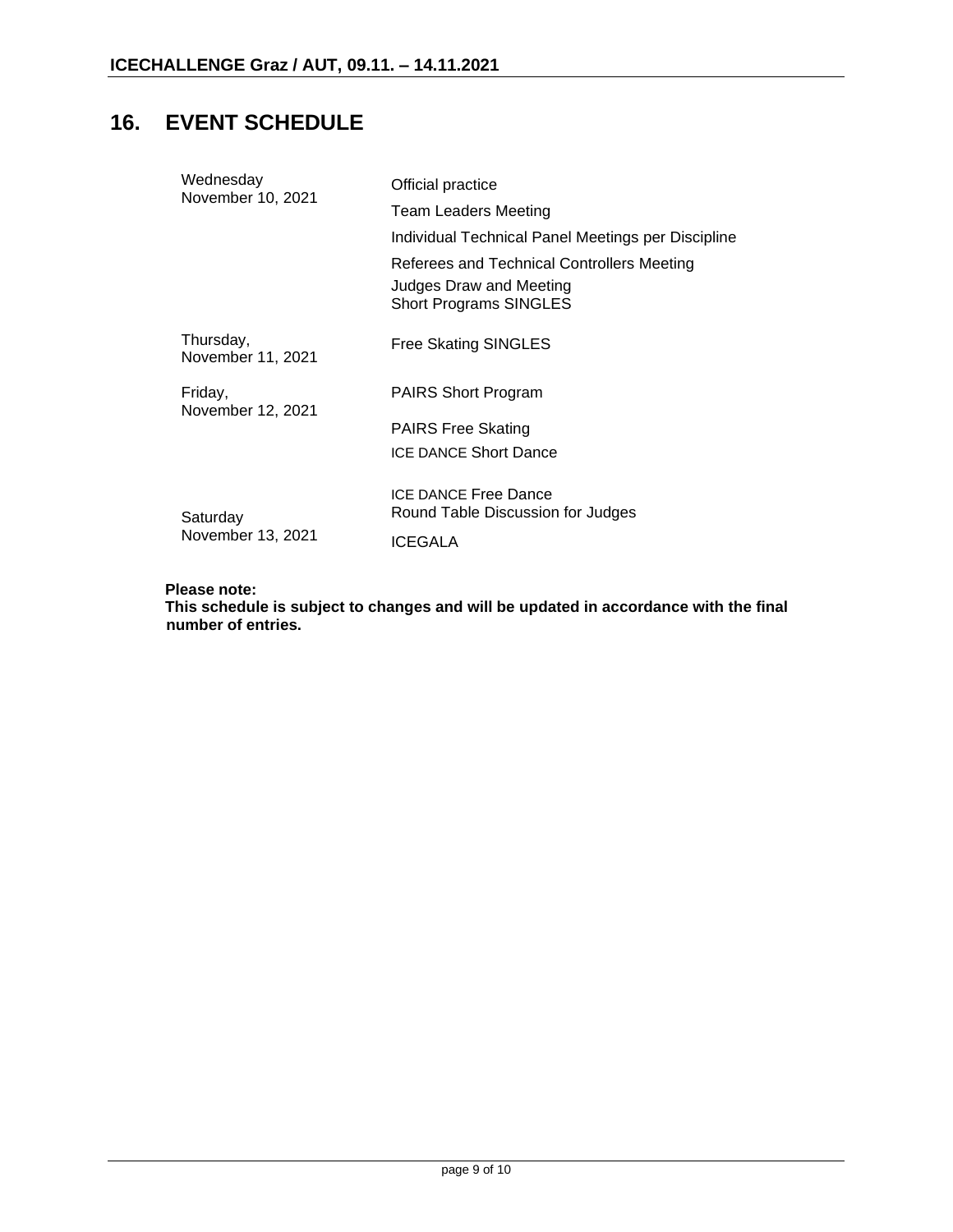## 16. EVENT SCHEDULE

| | |
|---|---|
| Wednesday<br>November 10, 2021 | Official practice<br>Team Leaders Meeting<br>Individual Technical Panel Meetings per Discipline<br>Referees and Technical Controllers Meeting<br>Judges Draw and Meeting<br>Short Programs SINGLES |
| Thursday,<br>November 11, 2021 | Free Skating SINGLES |
| Friday,<br>November 12, 2021 | PAIRS Short Program<br>PAIRS Free Skating<br>ICE DANCE Short Dance |
| Saturday<br>November 13, 2021 | ICE DANCE Free Dance<br>Round Table Discussion for Judges<br>ICEGALA |

**Please note:**
**This schedule is subject to changes and will be updated in accordance with the final number of entries.**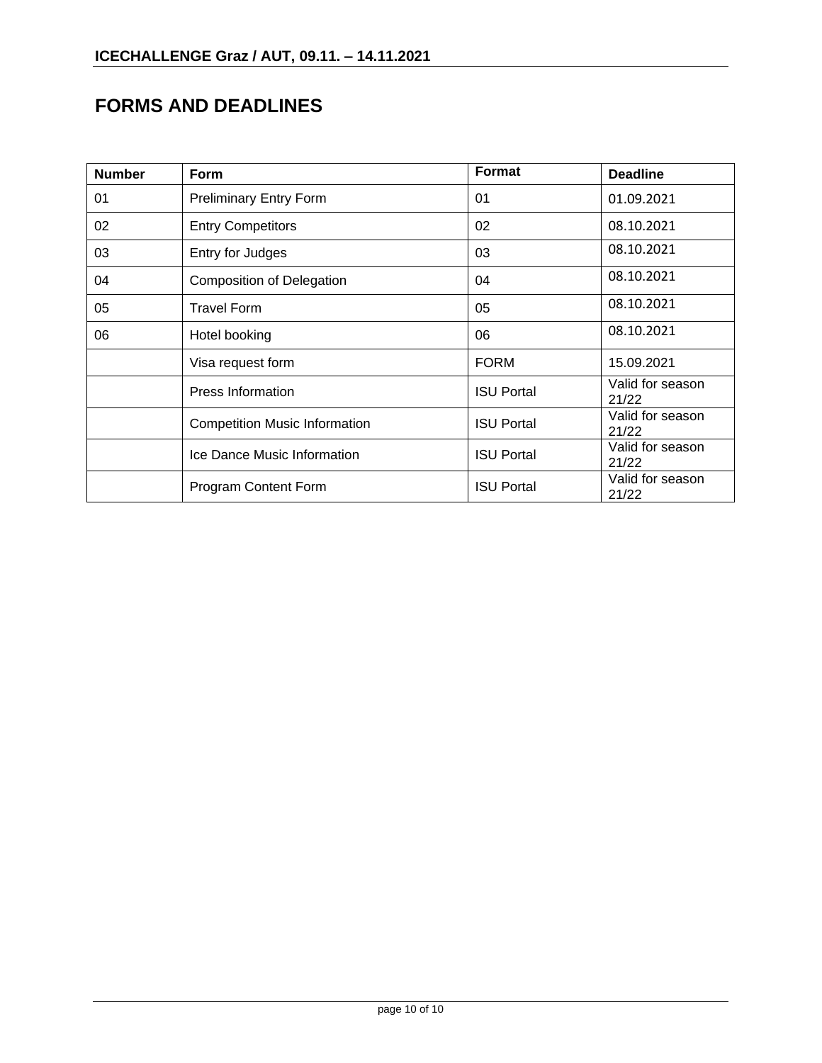# FORMS AND DEADLINES

| Number | Form | Format | Deadline |
|---|---|---|---|
| 01 | Preliminary Entry Form | 01 | 01.09.2021 |
| 02 | Entry Competitors | 02 | 08.10.2021 |
| 03 | Entry for Judges | 03 | 08.10.2021 |
| 04 | Composition of Delegation | 04 | 08.10.2021 |
| 05 | Travel Form | 05 | 08.10.2021 |
| 06 | Hotel booking | 06 | 08.10.2021 |
| | Visa request form | FORM | 15.09.2021 |
| | Press Information | ISU Portal | Valid for season 21/22 |
| | Competition Music Information | ISU Portal | Valid for season 21/22 |
| | Ice Dance Music Information | ISU Portal | Valid for season 21/22 |
| | Program Content Form | ISU Portal | Valid for season 21/22 |